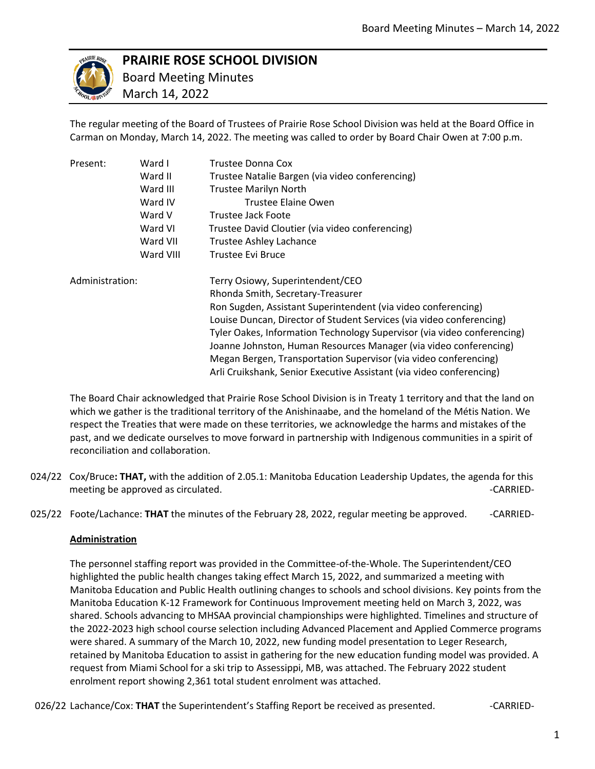# PRAIRIE ROSE SCHOOL DIVISION

Board Meeting Minutes

March 14, 2022

The regular meeting of the Board of Trustees of Prairie Rose School Division was held at the Board Office in Carman on Monday, March 14, 2022. The meeting was called to order by Board Chair Owen at 7:00 p.m.

| | | |
|---|---|---|
| Present: | Ward I | Trustee Donna Cox |
| | Ward II | Trustee Natalie Bargen (via video conferencing) |
| | Ward III | Trustee Marilyn North |
| | Ward IV | Trustee Elaine Owen |
| | Ward V | Trustee Jack Foote |
| | Ward VI | Trustee David Cloutier (via video conferencing) |
| | Ward VII | Trustee Ashley Lachance |
| | Ward VIII | Trustee Evi Bruce |

Administration:
Terry Osiowy, Superintendent/CEO
Rhonda Smith, Secretary-Treasurer
Ron Sugden, Assistant Superintendent (via video conferencing)
Louise Duncan, Director of Student Services (via video conferencing)
Tyler Oakes, Information Technology Supervisor (via video conferencing)
Joanne Johnston, Human Resources Manager (via video conferencing)
Megan Bergen, Transportation Supervisor (via video conferencing)
Arli Cruikshank, Senior Executive Assistant (via video conferencing)

The Board Chair acknowledged that Prairie Rose School Division is in Treaty 1 territory and that the land on which we gather is the traditional territory of the Anishinaabe, and the homeland of the Métis Nation. We respect the Treaties that were made on these territories, we acknowledge the harms and mistakes of the past, and we dedicate ourselves to move forward in partnership with Indigenous communities in a spirit of reconciliation and collaboration.

024/22 Cox/Bruce**: THAT,** with the addition of 2.05.1: Manitoba Education Leadership Updates, the agenda for this meeting be approved as circulated. -CARRIED-

025/22 Foote/Lachance: **THAT** the minutes of the February 28, 2022, regular meeting be approved. -CARRIED-

**Administration**

The personnel staffing report was provided in the Committee-of-the-Whole. The Superintendent/CEO highlighted the public health changes taking effect March 15, 2022, and summarized a meeting with Manitoba Education and Public Health outlining changes to schools and school divisions. Key points from the Manitoba Education K-12 Framework for Continuous Improvement meeting held on March 3, 2022, was shared. Schools advancing to MHSAA provincial championships were highlighted. Timelines and structure of the 2022-2023 high school course selection including Advanced Placement and Applied Commerce programs were shared. A summary of the March 10, 2022, new funding model presentation to Leger Research, retained by Manitoba Education to assist in gathering for the new education funding model was provided. A request from Miami School for a ski trip to Assessippi, MB, was attached. The February 2022 student enrolment report showing 2,361 total student enrolment was attached.

026/22 Lachance/Cox: **THAT** the Superintendent's Staffing Report be received as presented. -CARRIED-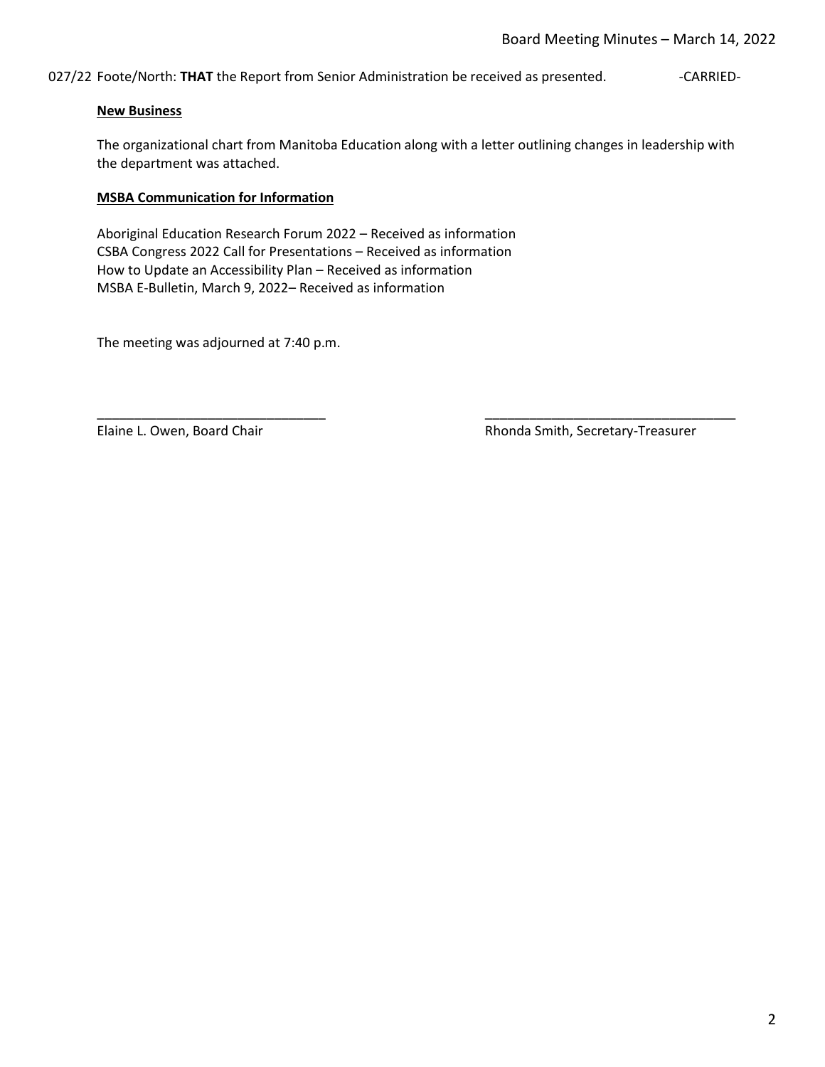027/22 Foote/North: **THAT** the Report from Senior Administration be received as presented. -CARRIED-

**New Business**

The organizational chart from Manitoba Education along with a letter outlining changes in leadership with the department was attached.

**MSBA Communication for Information**

Aboriginal Education Research Forum 2022 – Received as information
CSBA Congress 2022 Call for Presentations – Received as information
How to Update an Accessibility Plan – Received as information
MSBA E-Bulletin, March 9, 2022– Received as information

The meeting was adjourned at 7:40 p.m.

_______________________________ 
Elaine L. Owen, Board Chair

_______________________________ 
Rhonda Smith, Secretary-Treasurer